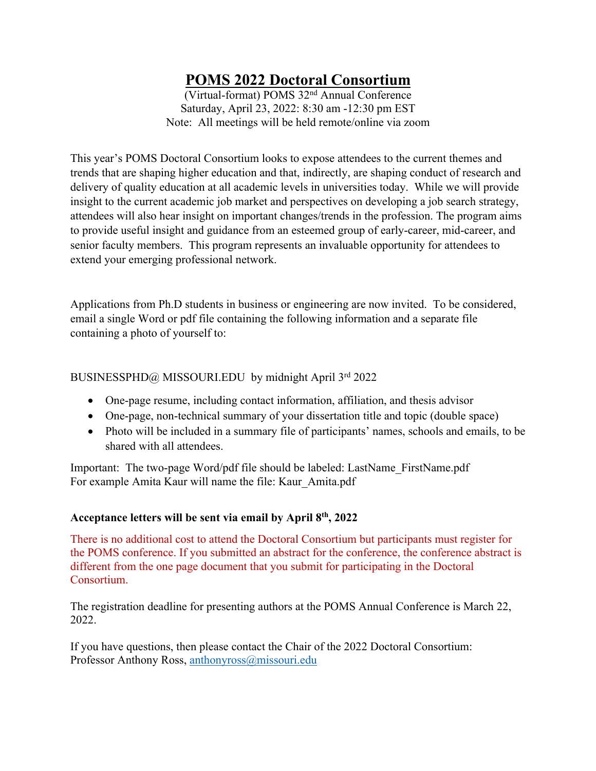# POMS 2022 Doctoral Consortium

(Virtual-format) POMS 32nd Annual Conference
Saturday, April 23, 2022: 8:30 am -12:30 pm EST
Note: All meetings will be held remote/online via zoom

This year's POMS Doctoral Consortium looks to expose attendees to the current themes and trends that are shaping higher education and that, indirectly, are shaping conduct of research and delivery of quality education at all academic levels in universities today. While we will provide insight to the current academic job market and perspectives on developing a job search strategy, attendees will also hear insight on important changes/trends in the profession. The program aims to provide useful insight and guidance from an esteemed group of early-career, mid-career, and senior faculty members. This program represents an invaluable opportunity for attendees to extend your emerging professional network.

Applications from Ph.D students in business or engineering are now invited. To be considered, email a single Word or pdf file containing the following information and a separate file containing a photo of yourself to:

BUSINESSPHD@ MISSOURI.EDU by midnight April 3rd 2022

- One-page resume, including contact information, affiliation, and thesis advisor
- One-page, non-technical summary of your dissertation title and topic (double space)
- Photo will be included in a summary file of participants' names, schools and emails, to be shared with all attendees.

Important: The two-page Word/pdf file should be labeled: LastName_FirstName.pdf
For example Amita Kaur will name the file: Kaur_Amita.pdf

**Acceptance letters will be sent via email by April 8th, 2022**

There is no additional cost to attend the Doctoral Consortium but participants must register for the POMS conference. If you submitted an abstract for the conference, the conference abstract is different from the one page document that you submit for participating in the Doctoral Consortium.

The registration deadline for presenting authors at the POMS Annual Conference is March 22, 2022.

If you have questions, then please contact the Chair of the 2022 Doctoral Consortium:
Professor Anthony Ross, anthonyross@missouri.edu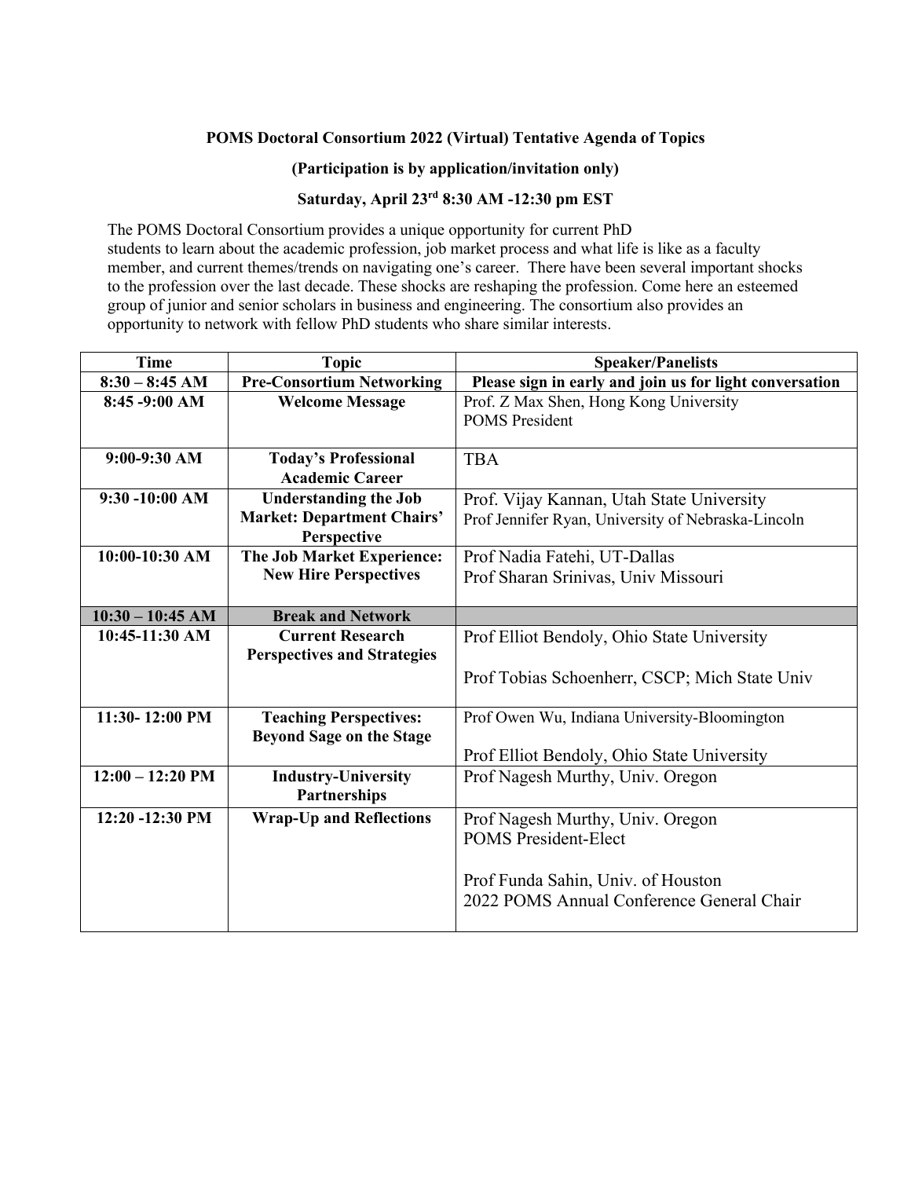**POMS Doctoral Consortium 2022 (Virtual) Tentative Agenda of Topics**

**(Participation is by application/invitation only)**

**Saturday, April 23rd 8:30 AM -12:30 pm EST**

The POMS Doctoral Consortium provides a unique opportunity for current PhD students to learn about the academic profession, job market process and what life is like as a faculty member, and current themes/trends on navigating one's career. There have been several important shocks to the profession over the last decade. These shocks are reshaping the profession. Come here an esteemed group of junior and senior scholars in business and engineering. The consortium also provides an opportunity to network with fellow PhD students who share similar interests.

| Time | Topic | Speaker/Panelists |
|---|---|---|
| **8:30 – 8:45 AM** | **Pre-Consortium Networking** | **Please sign in early and join us for light conversation** |
| **8:45 -9:00 AM** | **Welcome Message** | Prof. Z Max Shen, Hong Kong University<br>POMS President |
| **9:00-9:30 AM** | **Today's Professional Academic Career** | TBA |
| **9:30 -10:00 AM** | **Understanding the Job Market: Department Chairs' Perspective** | Prof. Vijay Kannan, Utah State University<br>Prof Jennifer Ryan, University of Nebraska-Lincoln |
| **10:00-10:30 AM** | **The Job Market Experience: New Hire Perspectives** | Prof Nadia Fatehi, UT-Dallas<br>Prof Sharan Srinivas, Univ Missouri |
| **10:30 – 10:45 AM** | **Break and Network** | |
| **10:45-11:30 AM** | **Current Research Perspectives and Strategies** | Prof Elliot Bendoly, Ohio State University<br><br>Prof Tobias Schoenherr, CSCP; Mich State Univ |
| **11:30- 12:00 PM** | **Teaching Perspectives: Beyond Sage on the Stage** | Prof Owen Wu, Indiana University-Bloomington<br><br>Prof Elliot Bendoly, Ohio State University |
| **12:00 – 12:20 PM** | **Industry-University Partnerships** | Prof Nagesh Murthy, Univ. Oregon |
| **12:20 -12:30 PM** | **Wrap-Up and Reflections** | Prof Nagesh Murthy, Univ. Oregon<br>POMS President-Elect<br><br>Prof Funda Sahin, Univ. of Houston<br>2022 POMS Annual Conference General Chair |